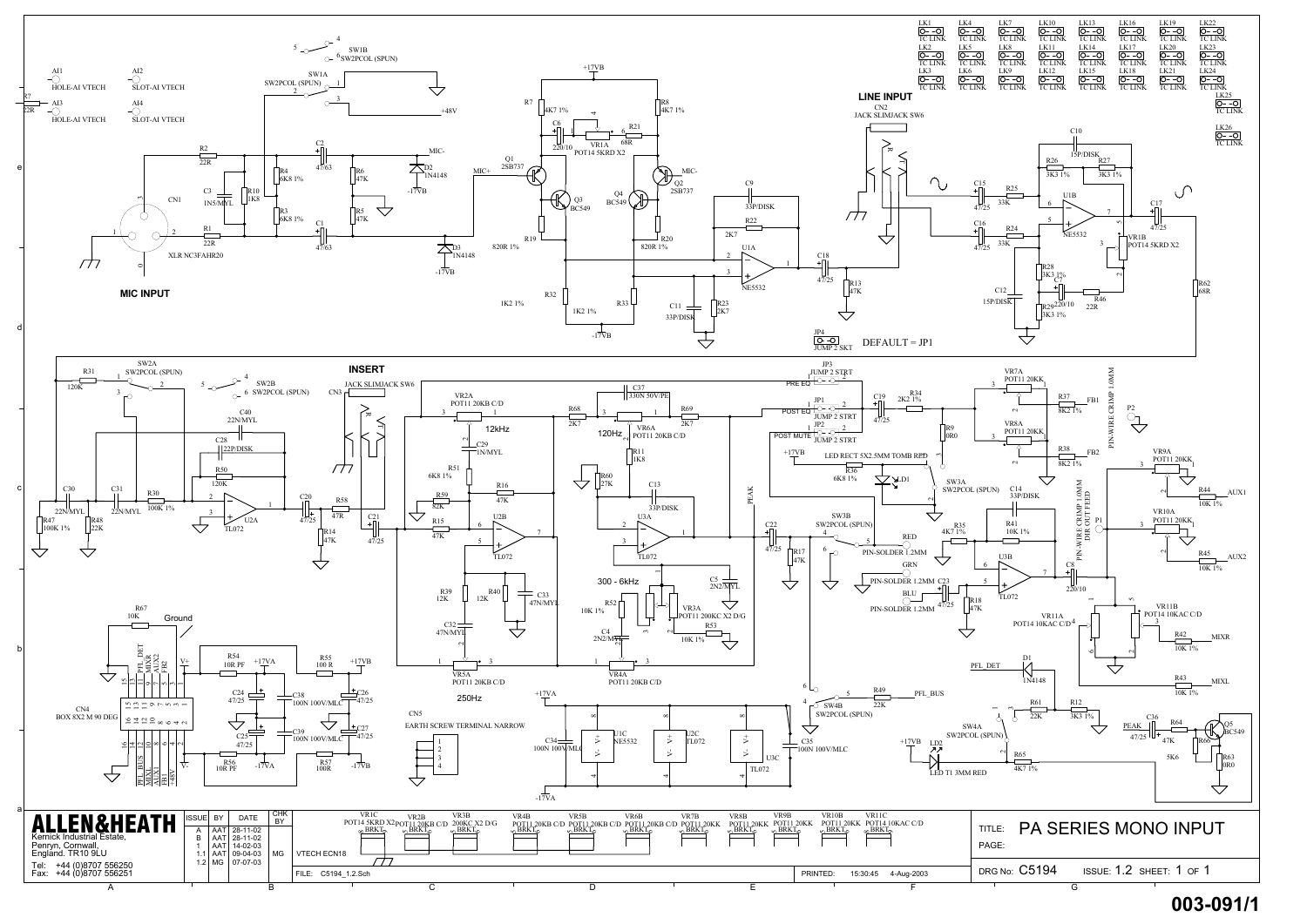**MIC INPUT**

**LINE INPUT**

**INSERT**

DEFAULT = JP1

12kHz

120Hz

300 - 6kHz

250Hz

Ground

| ISSUE | BY | DATE | CHK BY |
|---|---|---|---|
| A | AAT | 28-11-02 | |
| B | AAT | 28-11-02 | |
| 1 | AAT | 14-02-03 | |
| 1.1 | AAT | 09-04-03 | MG |
| 1.2 | MG | 07-07-03 | |

VTECH ECN18

**ALLEN&HEATH**

Kernick Industrial Estate,
Penryn, Cornwall,
England. TR10 9LU

Tel: +44 (0)8707 556250
Fax: +44 (0)8707 556251

FILE: C5194_1.2.Sch

PRINTED: 15:30:45 4-Aug-2003

TITLE: PA SERIES MONO INPUT

PAGE:

DRG No: C5194 ISSUE: 1.2 SHEET: 1 OF 1

**003-091/1**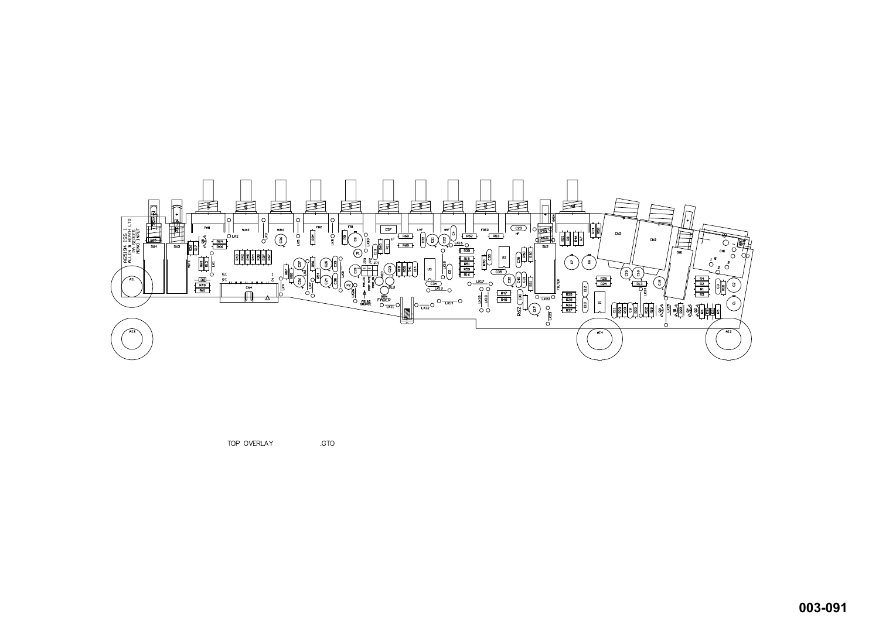TOP OVERLAY .GTO

003-091